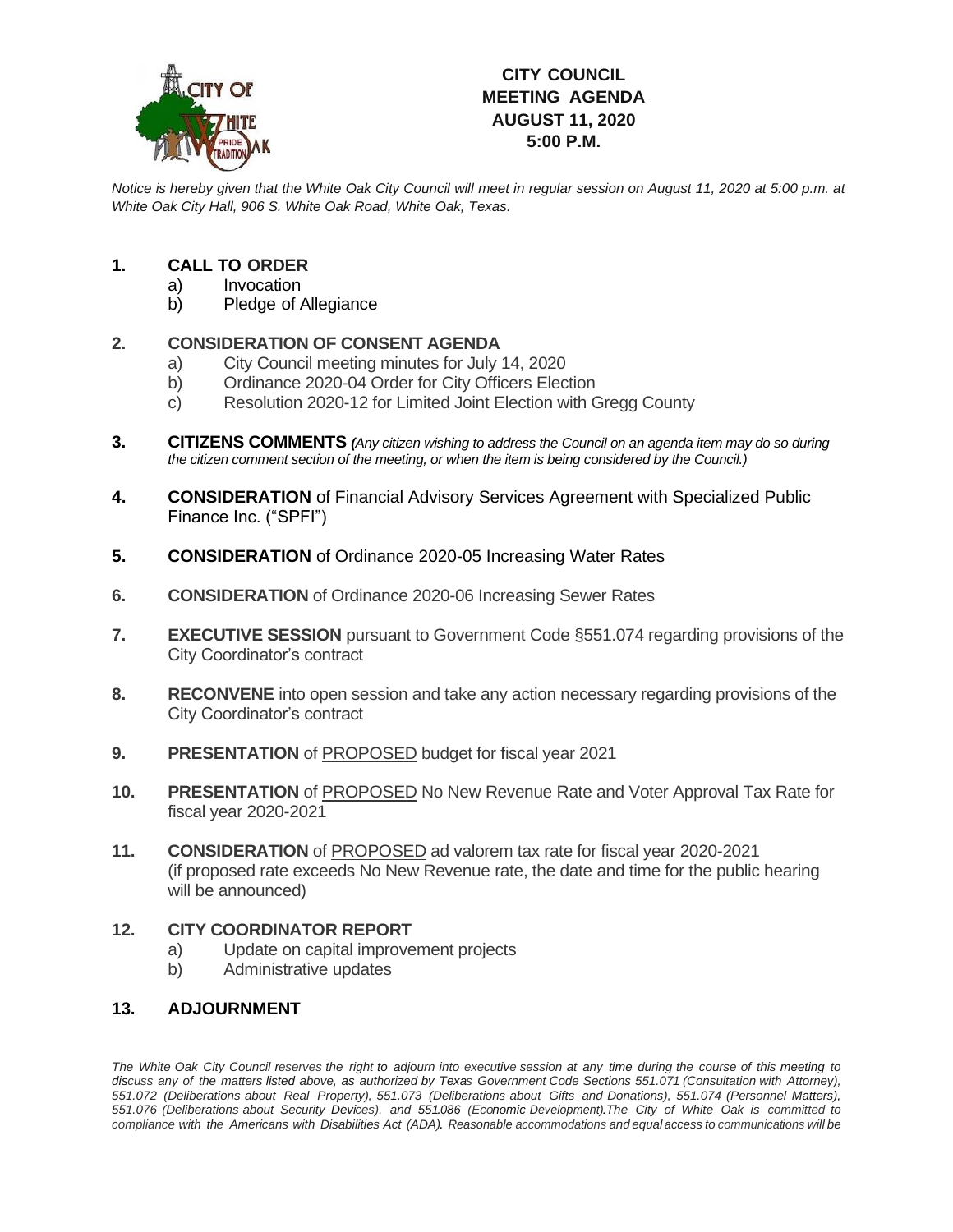# CITY COUNCIL MEETING AGENDA AUGUST 11, 2020 5:00 P.M.

*Notice is hereby given that the White Oak City Council will meet in regular session on August 11, 2020 at 5:00 p.m. at White Oak City Hall, 906 S. White Oak Road, White Oak, Texas.*

**1. CALL TO ORDER**
   a) Invocation
   b) Pledge of Allegiance

**2. CONSIDERATION OF CONSENT AGENDA**
   a) City Council meeting minutes for July 14, 2020
   b) Ordinance 2020-04 Order for City Officers Election
   c) Resolution 2020-12 for Limited Joint Election with Gregg County

**3. CITIZENS COMMENTS** *(Any citizen wishing to address the Council on an agenda item may do so during the citizen comment section of the meeting, or when the item is being considered by the Council.)*

**4. CONSIDERATION** of Financial Advisory Services Agreement with Specialized Public Finance Inc. ("SPFI")

**5. CONSIDERATION** of Ordinance 2020-05 Increasing Water Rates

**6. CONSIDERATION** of Ordinance 2020-06 Increasing Sewer Rates

**7. EXECUTIVE SESSION** pursuant to Government Code §551.074 regarding provisions of the City Coordinator's contract

**8. RECONVENE** into open session and take any action necessary regarding provisions of the City Coordinator's contract

**9. PRESENTATION** of PROPOSED budget for fiscal year 2021

**10. PRESENTATION** of PROPOSED No New Revenue Rate and Voter Approval Tax Rate for fiscal year 2020-2021

**11. CONSIDERATION** of PROPOSED ad valorem tax rate for fiscal year 2020-2021 (if proposed rate exceeds No New Revenue rate, the date and time for the public hearing will be announced)

**12. CITY COORDINATOR REPORT**
   a) Update on capital improvement projects
   b) Administrative updates

**13. ADJOURNMENT**

*The White Oak City Council reserves the right to adjourn into executive session at any time during the course of this meeting to discuss any of the matters listed above, as authorized by Texas Government Code Sections 551.071 (Consultation with Attorney), 551.072 (Deliberations about Real Property), 551.073 (Deliberations about Gifts and Donations), 551.074 (Personnel Matters), 551.076 (Deliberations about Security Devices), and 551.086 (Economic Development).The City of White Oak is committed to compliance with the Americans with Disabilities Act (ADA). Reasonable accommodations and equal access to communications will be*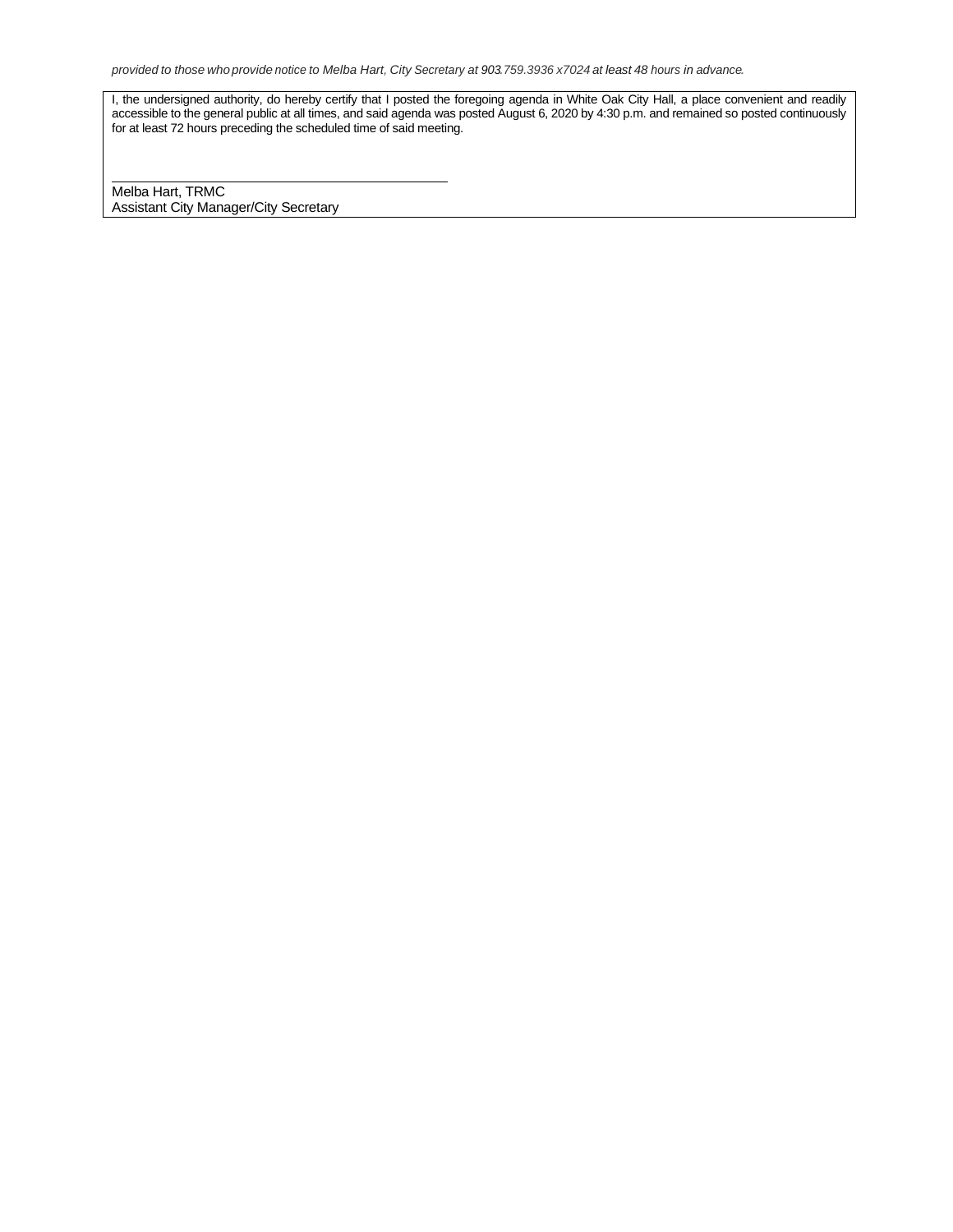*provided to those who provide notice to Melba Hart, City Secretary at 903.759.3936 x7024 at least 48 hours in advance.*

I, the undersigned authority, do hereby certify that I posted the foregoing agenda in White Oak City Hall, a place convenient and readily accessible to the general public at all times, and said agenda was posted August 6, 2020 by 4:30 p.m. and remained so posted continuously for at least 72 hours preceding the scheduled time of said meeting.

\_\_\_\_\_\_\_\_\_\_\_\_\_\_\_\_\_\_\_\_\_\_\_\_\_\_\_\_\_\_\_\_\_\_\_\_\_\_\_\_

Melba Hart, TRMC
Assistant City Manager/City Secretary